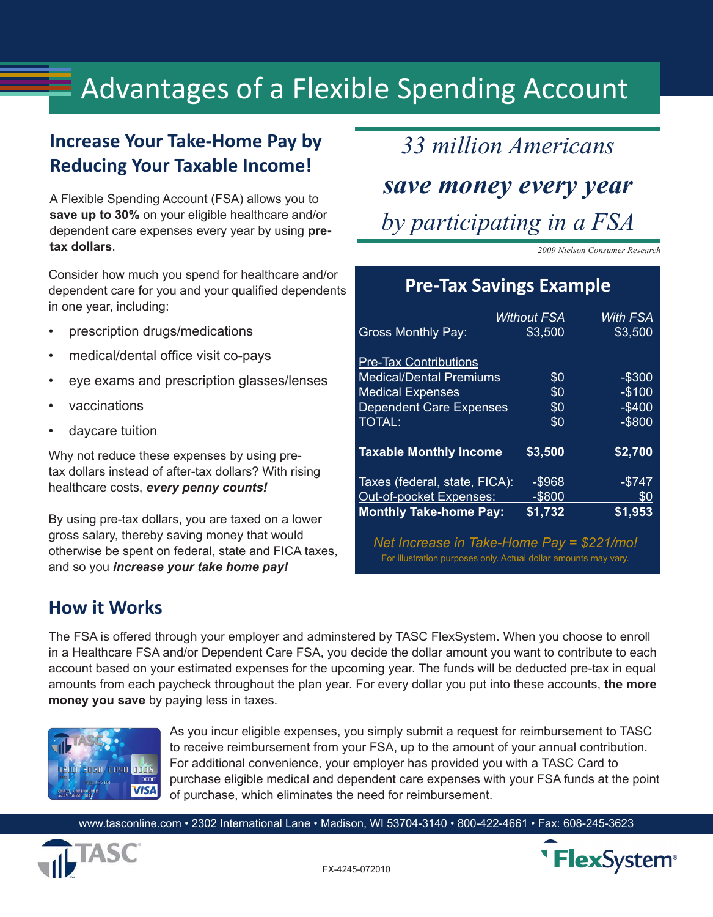# Advantages of a Flexible Spending Account

## Increase Your Take-Home Pay by Reducing Your Taxable Income!

A Flexible Spending Account (FSA) allows you to **save up to 30%** on your eligible healthcare and/or dependent care expenses every year by using **pre-tax dollars**.

Consider how much you spend for healthcare and/or dependent care for you and your qualified dependents in one year, including:

- prescription drugs/medications
- medical/dental office visit co-pays
- eye exams and prescription glasses/lenses
- vaccinations
- daycare tuition

Why not reduce these expenses by using pre-tax dollars instead of after-tax dollars? With rising healthcare costs, ***every penny counts!***

By using pre-tax dollars, you are taxed on a lower gross salary, thereby saving money that would otherwise be spent on federal, state and FICA taxes, and so you ***increase your take home pay!***

*33 million Americans* ***save money every year*** *by participating in a FSA*

*2009 Nielson Consumer Research*

### Pre-Tax Savings Example

| | Without FSA | With FSA |
|---|---|---|
| Gross Monthly Pay: | $3,500 | $3,500 |
| **Pre-Tax Contributions** | | |
| Medical/Dental Premiums | $0 | -$300 |
| Medical Expenses | $0 | -$100 |
| Dependent Care Expenses | $0 | -$400 |
| TOTAL: | $0 | -$800 |
| **Taxable Monthly Income** | **$3,500** | **$2,700** |
| Taxes (federal, state, FICA): | -$968 | -$747 |
| Out-of-pocket Expenses: | -$800 | $0 |
| **Monthly Take-home Pay:** | **$1,732** | **$1,953** |

*Net Increase in Take-Home Pay = $221/mo!*

For illustration purposes only. Actual dollar amounts may vary.

## How it Works

The FSA is offered through your employer and adminstered by TASC FlexSystem. When you choose to enroll in a Healthcare FSA and/or Dependent Care FSA, you decide the dollar amount you want to contribute to each account based on your estimated expenses for the upcoming year. The funds will be deducted pre-tax in equal amounts from each paycheck throughout the plan year. For every dollar you put into these accounts, **the more money you save** by paying less in taxes.

As you incur eligible expenses, you simply submit a request for reimbursement to TASC to receive reimbursement from your FSA, up to the amount of your annual contribution. For additional convenience, your employer has provided you with a TASC Card to purchase eligible medical and dependent care expenses with your FSA funds at the point of purchase, which eliminates the need for reimbursement.

www.tasconline.com • 2302 International Lane • Madison, WI 53704-3140 • 800-422-4661 • Fax: 608-245-3623

FX-4245-072010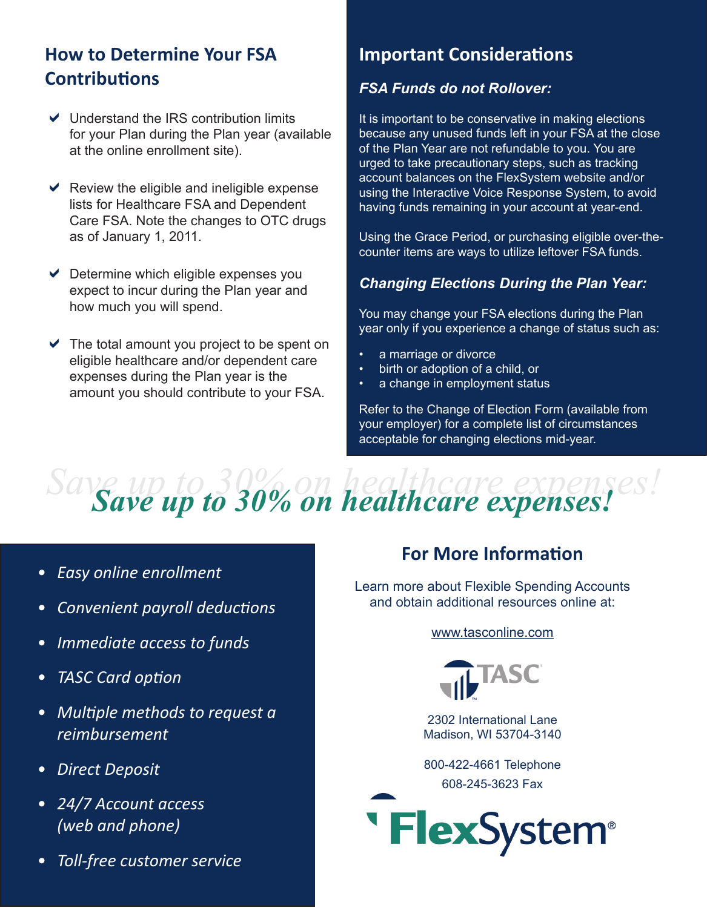## How to Determine Your FSA Contributions

- Understand the IRS contribution limits for your Plan during the Plan year (available at the online enrollment site).
- Review the eligible and ineligible expense lists for Healthcare FSA and Dependent Care FSA. Note the changes to OTC drugs as of January 1, 2011.
- Determine which eligible expenses you expect to incur during the Plan year and how much you will spend.
- The total amount you project to be spent on eligible healthcare and/or dependent care expenses during the Plan year is the amount you should contribute to your FSA.

## Important Considerations

### *FSA Funds do not Rollover:*

It is important to be conservative in making elections because any unused funds left in your FSA at the close of the Plan Year are not refundable to you. You are urged to take precautionary steps, such as tracking account balances on the FlexSystem website and/or using the Interactive Voice Response System, to avoid having funds remaining in your account at year-end.

Using the Grace Period, or purchasing eligible over-the-counter items are ways to utilize leftover FSA funds.

### *Changing Elections During the Plan Year:*

You may change your FSA elections during the Plan year only if you experience a change of status such as:

- a marriage or divorce
- birth or adoption of a child, or
- a change in employment status

Refer to the Change of Election Form (available from your employer) for a complete list of circumstances acceptable for changing elections mid-year.

***Save up to 30% on healthcare expenses!***

- *Easy online enrollment*
- *Convenient payroll deductions*
- *Immediate access to funds*
- *TASC Card option*
- *Multiple methods to request a reimbursement*
- *Direct Deposit*
- *24/7 Account access (web and phone)*
- *Toll-free customer service*

## For More Information

Learn more about Flexible Spending Accounts and obtain additional resources online at:

www.tasconline.com

TASC

2302 International Lane
Madison, WI 53704-3140

800-422-4661 Telephone
608-245-3623 Fax

FlexSystem®